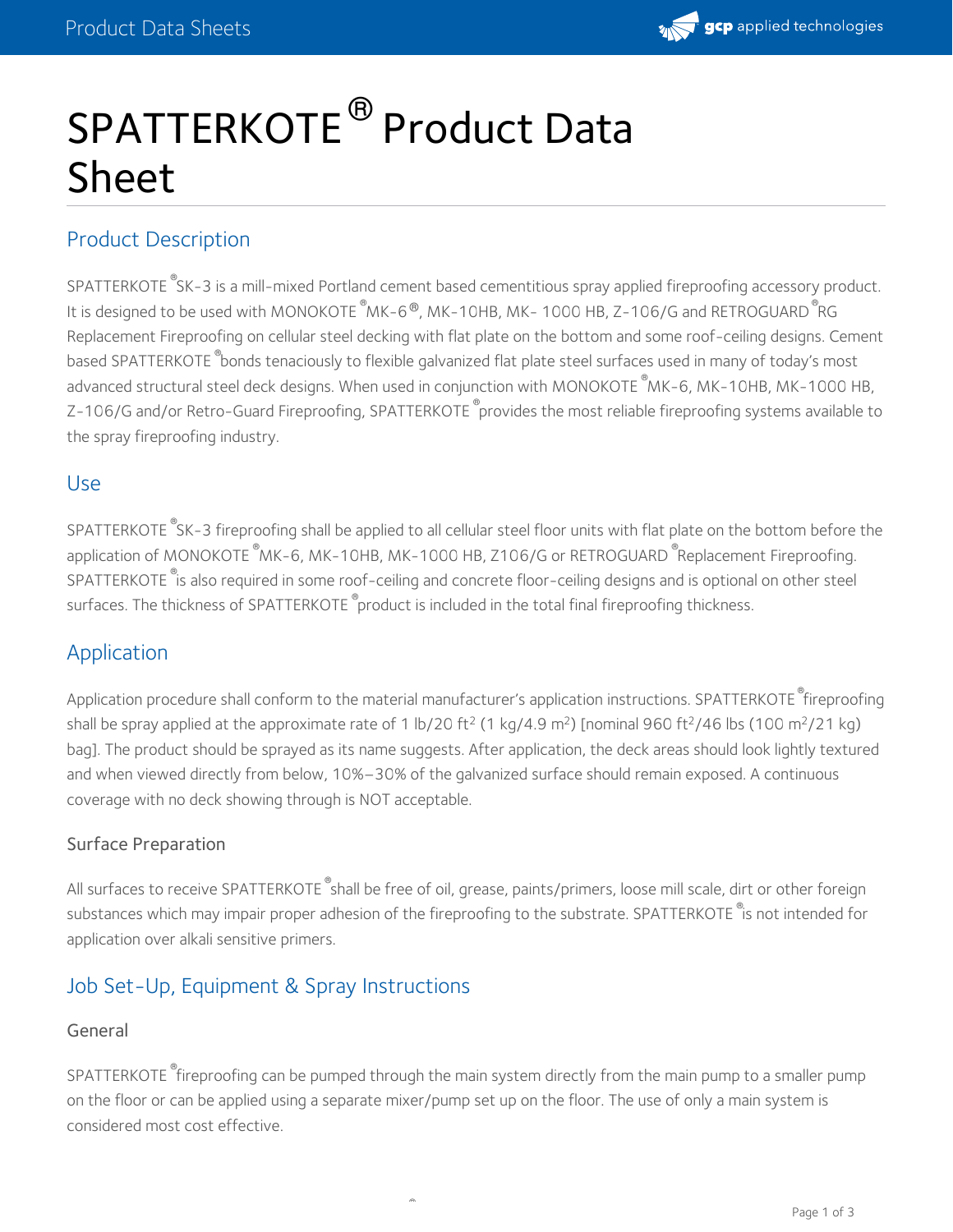# SPATTERKOTE® Product Data Sheet

## Product Description

SPATTERKOTE® SK-3 is a mill-mixed Portland cement based cementitious spray applied fireproofing accessory product. It is designed to be used with MONOKOTE® MK-6®, MK-10HB, MK- 1000 HB, Z-106/G and RETROGUARD® RG Replacement Fireproofing on cellular steel decking with flat plate on the bottom and some roof-ceiling designs. Cement based SPATTERKOTE® bonds tenaciously to flexible galvanized flat plate steel surfaces used in many of today's most advanced structural steel deck designs. When used in conjunction with MONOKOTE® MK-6, MK-10HB, MK-1000 HB, Z-106/G and/or Retro-Guard Fireproofing, SPATTERKOTE® provides the most reliable fireproofing systems available to the spray fireproofing industry.

## Use

SPATTERKOTE® SK-3 fireproofing shall be applied to all cellular steel floor units with flat plate on the bottom before the application of MONOKOTE® MK-6, MK-10HB, MK-1000 HB, Z106/G or RETROGUARD® Replacement Fireproofing. SPATTERKOTE® is also required in some roof-ceiling and concrete floor-ceiling designs and is optional on other steel surfaces. The thickness of SPATTERKOTE® product is included in the total final fireproofing thickness.

## Application

Application procedure shall conform to the material manufacturer's application instructions. SPATTERKOTE® fireproofing shall be spray applied at the approximate rate of 1 lb/20 ft$^2$ (1 kg/4.9 m$^2$) [nominal 960 ft$^2$/46 lbs (100 m$^2$/21 kg) bag]. The product should be sprayed as its name suggests. After application, the deck areas should look lightly textured and when viewed directly from below, 10%–30% of the galvanized surface should remain exposed. A continuous coverage with no deck showing through is NOT acceptable.

### Surface Preparation

All surfaces to receive SPATTERKOTE® shall be free of oil, grease, paints/primers, loose mill scale, dirt or other foreign substances which may impair proper adhesion of the fireproofing to the substrate. SPATTERKOTE® is not intended for application over alkali sensitive primers.

## Job Set-Up, Equipment & Spray Instructions

### General

SPATTERKOTE® fireproofing can be pumped through the main system directly from the main pump to a smaller pump on the floor or can be applied using a separate mixer/pump set up on the floor. The use of only a main system is considered most cost effective.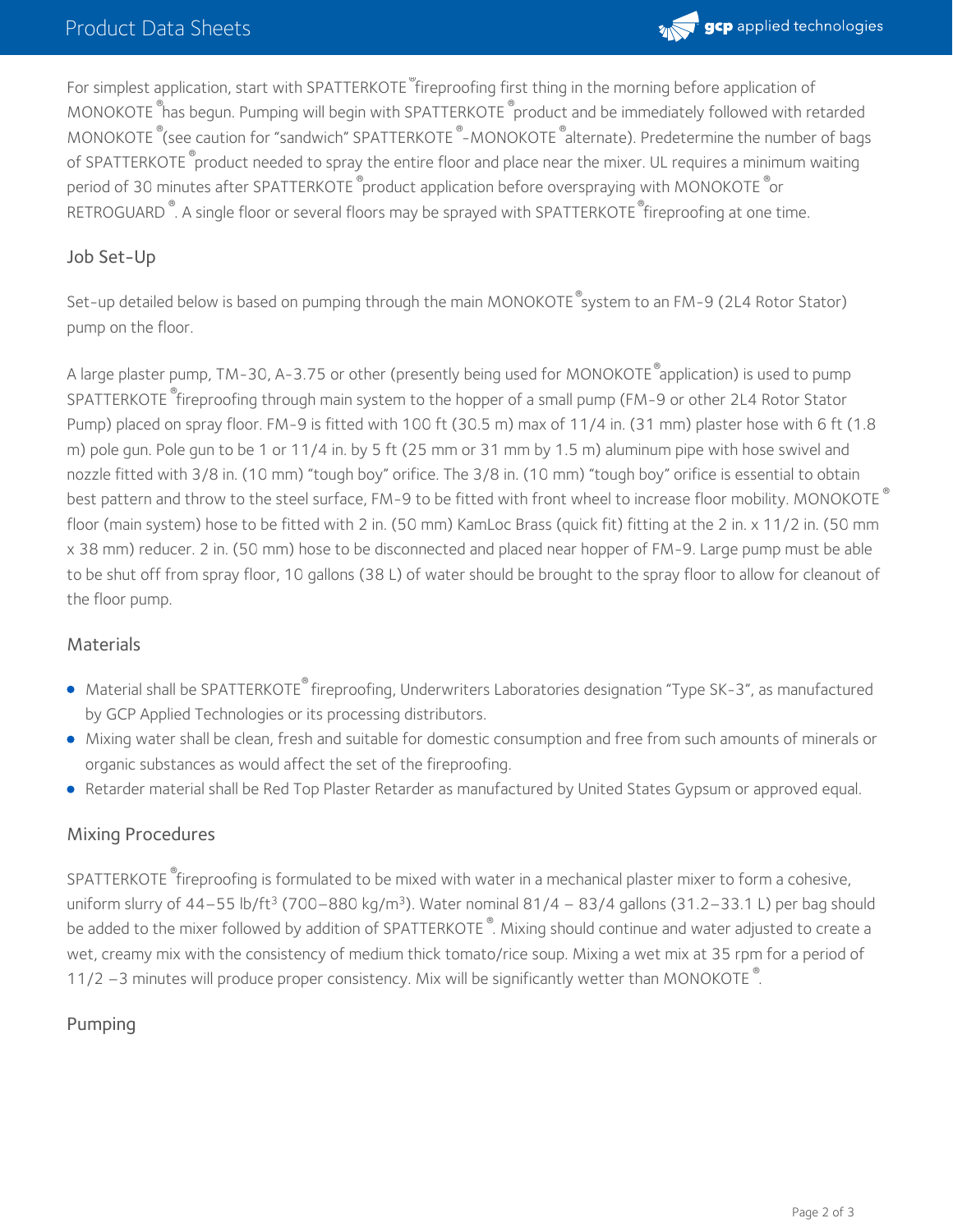For simplest application, start with SPATTERKOTE® fireproofing first thing in the morning before application of MONOKOTE® has begun. Pumping will begin with SPATTERKOTE® product and be immediately followed with retarded MONOKOTE® (see caution for "sandwich" SPATTERKOTE®-MONOKOTE® alternate). Predetermine the number of bags of SPATTERKOTE® product needed to spray the entire floor and place near the mixer. UL requires a minimum waiting period of 30 minutes after SPATTERKOTE® product application before overspraying with MONOKOTE® or RETROGUARD®. A single floor or several floors may be sprayed with SPATTERKOTE® fireproofing at one time.

## Job Set-Up

Set-up detailed below is based on pumping through the main MONOKOTE® system to an FM-9 (2L4 Rotor Stator) pump on the floor.

A large plaster pump, TM-30, A-3.75 or other (presently being used for MONOKOTE® application) is used to pump SPATTERKOTE® fireproofing through main system to the hopper of a small pump (FM-9 or other 2L4 Rotor Stator Pump) placed on spray floor. FM-9 is fitted with 100 ft (30.5 m) max of 11/4 in. (31 mm) plaster hose with 6 ft (1.8 m) pole gun. Pole gun to be 1 or 11/4 in. by 5 ft (25 mm or 31 mm by 1.5 m) aluminum pipe with hose swivel and nozzle fitted with 3/8 in. (10 mm) "tough boy" orifice. The 3/8 in. (10 mm) "tough boy" orifice is essential to obtain best pattern and throw to the steel surface, FM-9 to be fitted with front wheel to increase floor mobility. MONOKOTE® floor (main system) hose to be fitted with 2 in. (50 mm) KamLoc Brass (quick fit) fitting at the 2 in. x 11/2 in. (50 mm x 38 mm) reducer. 2 in. (50 mm) hose to be disconnected and placed near hopper of FM-9. Large pump must be able to be shut off from spray floor, 10 gallons (38 L) of water should be brought to the spray floor to allow for cleanout of the floor pump.

## Materials

- Material shall be SPATTERKOTE® fireproofing, Underwriters Laboratories designation "Type SK-3", as manufactured by GCP Applied Technologies or its processing distributors.
- Mixing water shall be clean, fresh and suitable for domestic consumption and free from such amounts of minerals or organic substances as would affect the set of the fireproofing.
- Retarder material shall be Red Top Plaster Retarder as manufactured by United States Gypsum or approved equal.

## Mixing Procedures

SPATTERKOTE® fireproofing is formulated to be mixed with water in a mechanical plaster mixer to form a cohesive, uniform slurry of 44–55 lb/ft$^3$ (700–880 kg/m$^3$). Water nominal 81/4 – 83/4 gallons (31.2–33.1 L) per bag should be added to the mixer followed by addition of SPATTERKOTE®. Mixing should continue and water adjusted to create a wet, creamy mix with the consistency of medium thick tomato/rice soup. Mixing a wet mix at 35 rpm for a period of 11/2 –3 minutes will produce proper consistency. Mix will be significantly wetter than MONOKOTE®.

## Pumping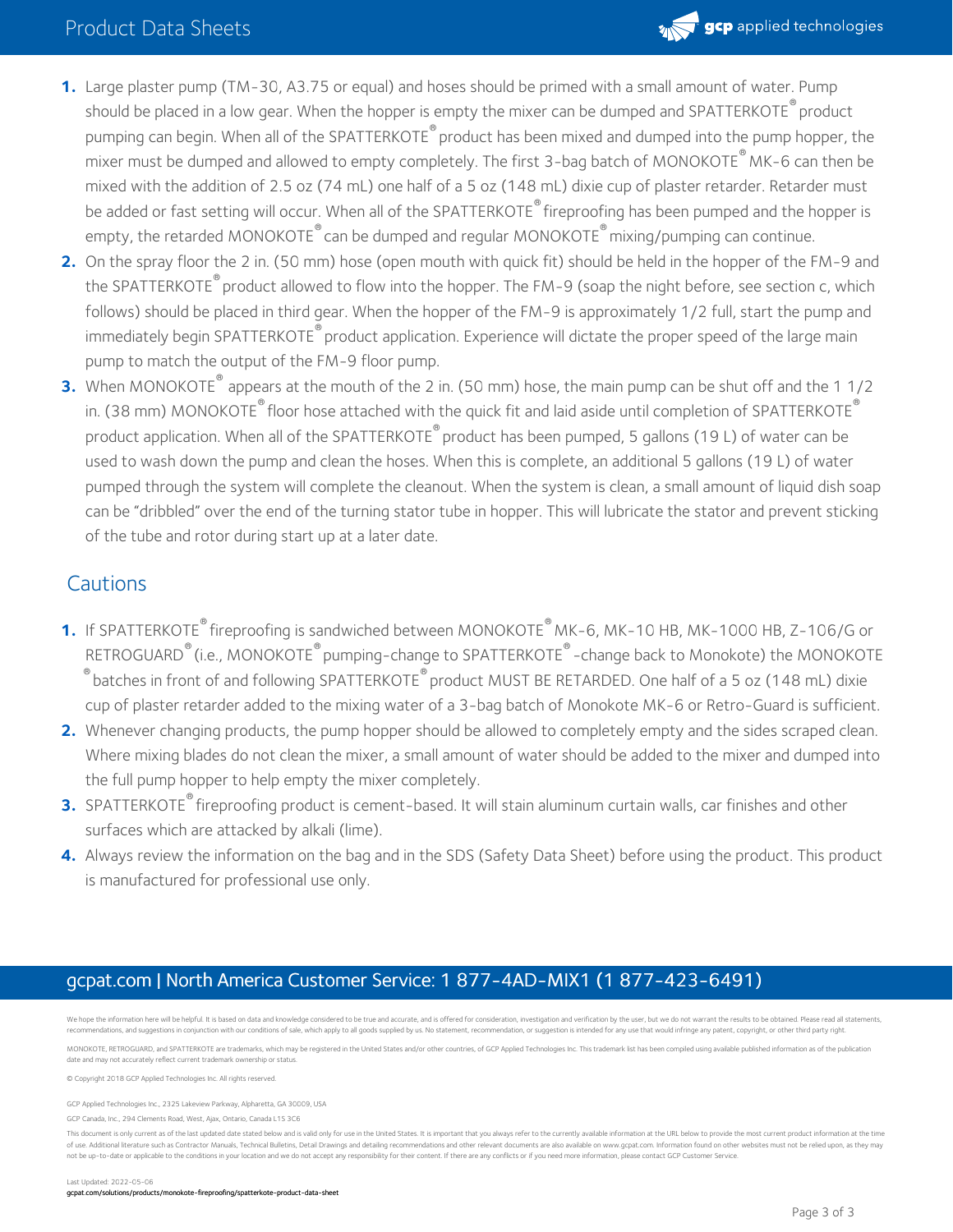1. Large plaster pump (TM-30, A3.75 or equal) and hoses should be primed with a small amount of water. Pump should be placed in a low gear. When the hopper is empty the mixer can be dumped and SPATTERKOTE® product pumping can begin. When all of the SPATTERKOTE® product has been mixed and dumped into the pump hopper, the mixer must be dumped and allowed to empty completely. The first 3-bag batch of MONOKOTE® MK-6 can then be mixed with the addition of 2.5 oz (74 mL) one half of a 5 oz (148 mL) dixie cup of plaster retarder. Retarder must be added or fast setting will occur. When all of the SPATTERKOTE® fireproofing has been pumped and the hopper is empty, the retarded MONOKOTE® can be dumped and regular MONOKOTE® mixing/pumping can continue.
2. On the spray floor the 2 in. (50 mm) hose (open mouth with quick fit) should be held in the hopper of the FM-9 and the SPATTERKOTE® product allowed to flow into the hopper. The FM-9 (soap the night before, see section c, which follows) should be placed in third gear. When the hopper of the FM-9 is approximately 1/2 full, start the pump and immediately begin SPATTERKOTE® product application. Experience will dictate the proper speed of the large main pump to match the output of the FM-9 floor pump.
3. When MONOKOTE® appears at the mouth of the 2 in. (50 mm) hose, the main pump can be shut off and the 1 1/2 in. (38 mm) MONOKOTE® floor hose attached with the quick fit and laid aside until completion of SPATTERKOTE® product application. When all of the SPATTERKOTE® product has been pumped, 5 gallons (19 L) of water can be used to wash down the pump and clean the hoses. When this is complete, an additional 5 gallons (19 L) of water pumped through the system will complete the cleanout. When the system is clean, a small amount of liquid dish soap can be "dribbled" over the end of the turning stator tube in hopper. This will lubricate the stator and prevent sticking of the tube and rotor during start up at a later date.

## Cautions

1. If SPATTERKOTE® fireproofing is sandwiched between MONOKOTE® MK-6, MK-10 HB, MK-1000 HB, Z-106/G or RETROGUARD® (i.e., MONOKOTE® pumping-change to SPATTERKOTE® -change back to Monokote) the MONOKOTE® batches in front of and following SPATTERKOTE® product MUST BE RETARDED. One half of a 5 oz (148 mL) dixie cup of plaster retarder added to the mixing water of a 3-bag batch of Monokote MK-6 or Retro-Guard is sufficient.
2. Whenever changing products, the pump hopper should be allowed to completely empty and the sides scraped clean. Where mixing blades do not clean the mixer, a small amount of water should be added to the mixer and dumped into the full pump hopper to help empty the mixer completely.
3. SPATTERKOTE® fireproofing product is cement-based. It will stain aluminum curtain walls, car finishes and other surfaces which are attacked by alkali (lime).
4. Always review the information on the bag and in the SDS (Safety Data Sheet) before using the product. This product is manufactured for professional use only.

gcpat.com | North America Customer Service: 1 877-4AD-MIX1 (1 877-423-6491)

We hope the information here will be helpful. It is based on data and knowledge considered to be true and accurate, and is offered for consideration, investigation and verification by the user, but we do not warrant the results to be obtained. Please read all statements, recommendations, and suggestions in conjunction with our conditions of sale, which apply to all goods supplied by us. No statement, recommendation, or suggestion is intended for any use that would infringe any patent, copyright, or other third party right.

MONOKOTE, RETROGUARD, and SPATTERKOTE are trademarks, which may be registered in the United States and/or other countries, of GCP Applied Technologies Inc. This trademark list has been compiled using available published information as of the publication date and may not accurately reflect current trademark ownership or status.

© Copyright 2018 GCP Applied Technologies Inc. All rights reserved.

GCP Applied Technologies Inc., 2325 Lakeview Parkway, Alpharetta, GA 30009, USA

GCP Canada, Inc., 294 Clements Road, West, Ajax, Ontario, Canada L1S 3C6

This document is only current as of the last updated date stated below and is valid only for use in the United States. It is important that you always refer to the currently available information at the URL below to provide the most current product information at the time of use. Additional literature such as Contractor Manuals, Technical Bulletins, Detail Drawings and detailing recommendations and other relevant documents are also available on www.gcpat.com. Information found on other websites must not be relied upon, as they may not be up-to-date or applicable to the conditions in your location and we do not accept any responsibility for their content. If there are any conflicts or if you need more information, please contact GCP Customer Service.

Last Updated: 2022-05-06

gcpat.com/solutions/products/monokote-fireproofing/spatterkote-product-data-sheet